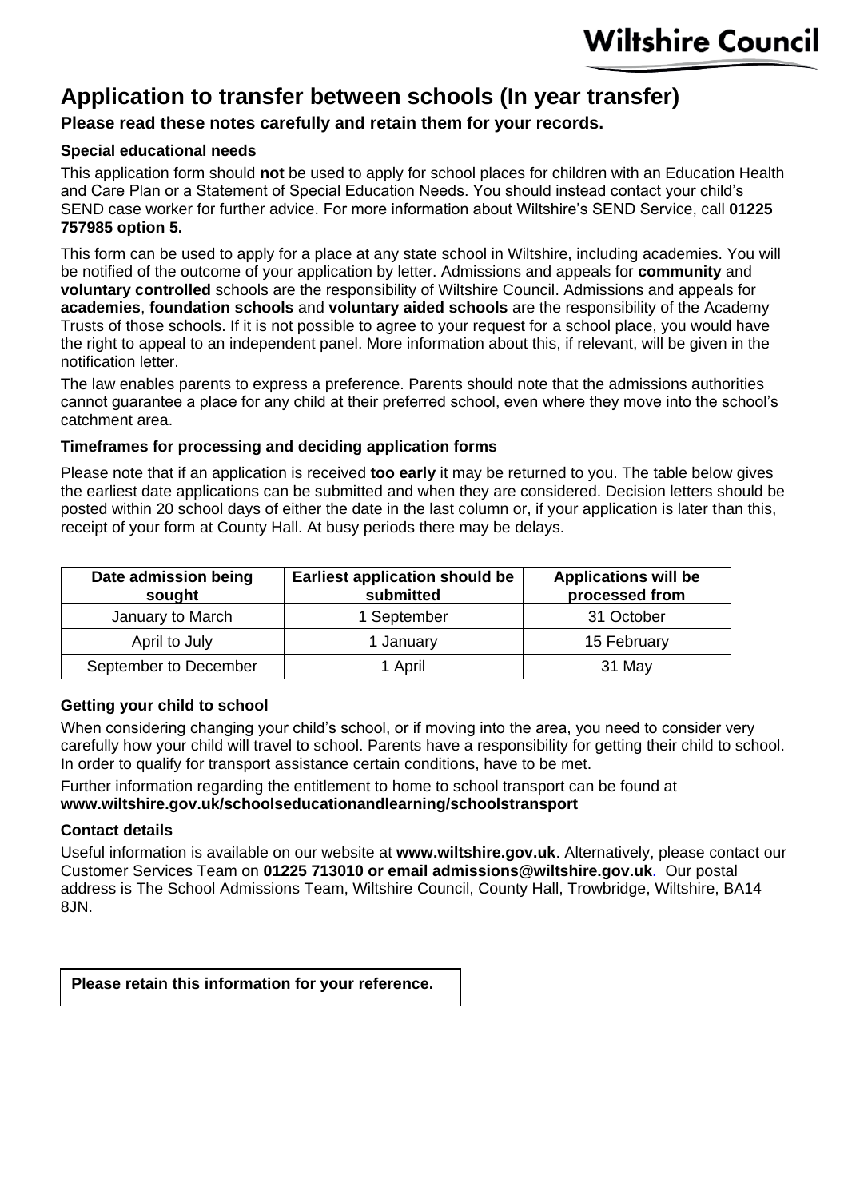Wiltshire Council

# Application to transfer between schools (In year transfer)

### Please read these notes carefully and retain them for your records.

**Special educational needs**

This application form should **not** be used to apply for school places for children with an Education Health and Care Plan or a Statement of Special Education Needs. You should instead contact your child's SEND case worker for further advice. For more information about Wiltshire's SEND Service, call **01225 757985 option 5.**

This form can be used to apply for a place at any state school in Wiltshire, including academies. You will be notified of the outcome of your application by letter. Admissions and appeals for **community** and **voluntary controlled** schools are the responsibility of Wiltshire Council. Admissions and appeals for **academies**, **foundation schools** and **voluntary aided schools** are the responsibility of the Academy Trusts of those schools. If it is not possible to agree to your request for a school place, you would have the right to appeal to an independent panel. More information about this, if relevant, will be given in the notification letter.

The law enables parents to express a preference. Parents should note that the admissions authorities cannot guarantee a place for any child at their preferred school, even where they move into the school's catchment area.

**Timeframes for processing and deciding application forms**

Please note that if an application is received **too early** it may be returned to you. The table below gives the earliest date applications can be submitted and when they are considered. Decision letters should be posted within 20 school days of either the date in the last column or, if your application is later than this, receipt of your form at County Hall. At busy periods there may be delays.

| Date admission being sought | Earliest application should be submitted | Applications will be processed from |
|---|---|---|
| January to March | 1 September | 31 October |
| April to July | 1 January | 15 February |
| September to December | 1 April | 31 May |

**Getting your child to school**

When considering changing your child's school, or if moving into the area, you need to consider very carefully how your child will travel to school. Parents have a responsibility for getting their child to school. In order to qualify for transport assistance certain conditions, have to be met.

Further information regarding the entitlement to home to school transport can be found at **www.wiltshire.gov.uk/schoolseducationandlearning/schoolstransport**

**Contact details**

Useful information is available on our website at **www.wiltshire.gov.uk**. Alternatively, please contact our Customer Services Team on **01225 713010 or email admissions@wiltshire.gov.uk**. Our postal address is The School Admissions Team, Wiltshire Council, County Hall, Trowbridge, Wiltshire, BA14 8JN.

**Please retain this information for your reference.**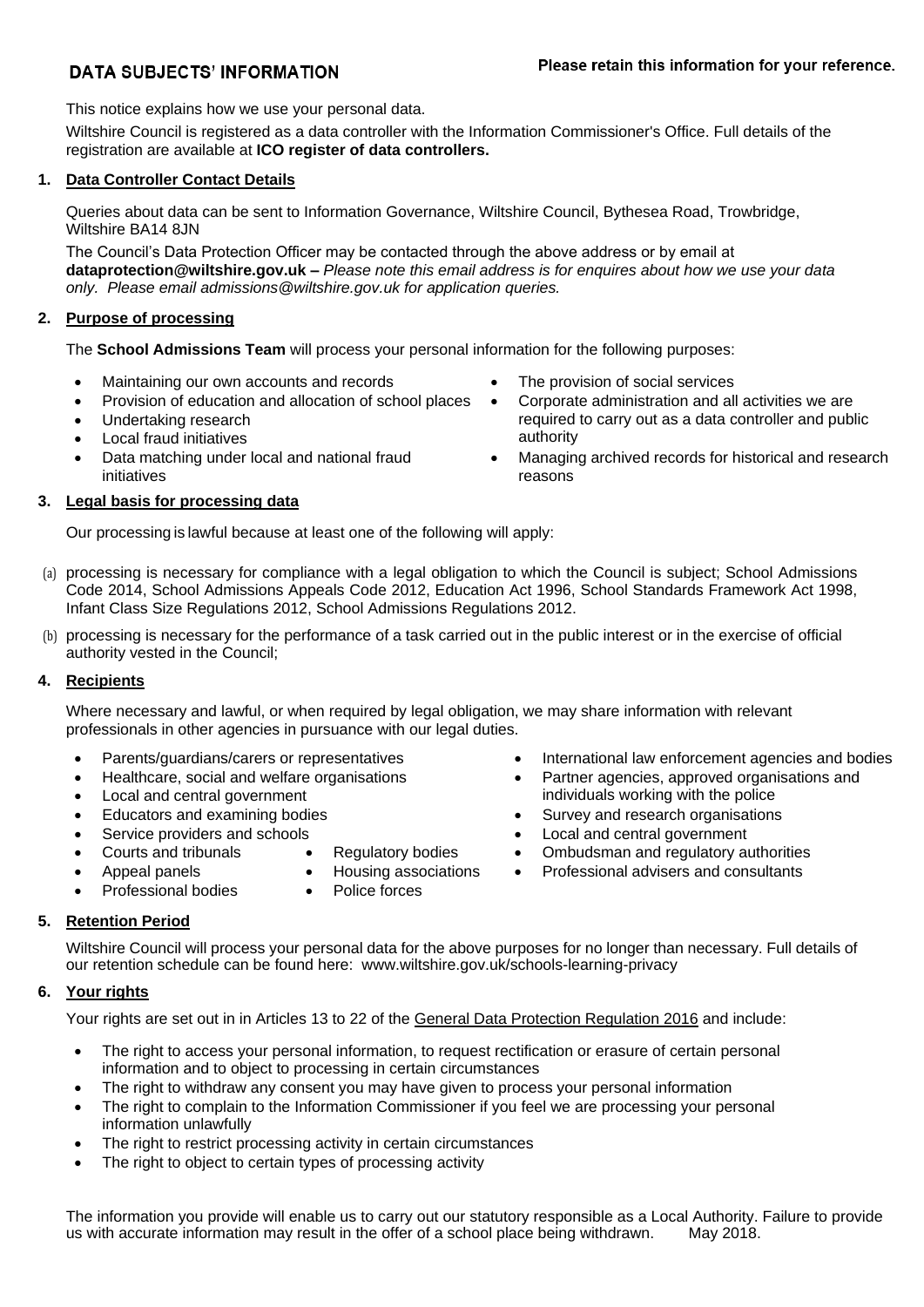# DATA SUBJECTS' INFORMATION

**Please retain this information for your reference.**

This notice explains how we use your personal data.

Wiltshire Council is registered as a data controller with the Information Commissioner's Office. Full details of the registration are available at **ICO register of data controllers.**

## 1. Data Controller Contact Details

Queries about data can be sent to Information Governance, Wiltshire Council, Bythesea Road, Trowbridge, Wiltshire BA14 8JN

The Council's Data Protection Officer may be contacted through the above address or by email at **dataprotection@wiltshire.gov.uk –** *Please note this email address is for enquires about how we use your data only. Please email admissions@wiltshire.gov.uk for application queries.*

## 2. Purpose of processing

The **School Admissions Team** will process your personal information for the following purposes:

- Maintaining our own accounts and records
- Provision of education and allocation of school places
- Undertaking research
- Local fraud initiatives
- Data matching under local and national fraud initiatives
- The provision of social services
- Corporate administration and all activities we are required to carry out as a data controller and public authority
- Managing archived records for historical and research reasons

## 3. Legal basis for processing data

Our processing is lawful because at least one of the following will apply:

(a) processing is necessary for compliance with a legal obligation to which the Council is subject; School Admissions Code 2014, School Admissions Appeals Code 2012, Education Act 1996, School Standards Framework Act 1998, Infant Class Size Regulations 2012, School Admissions Regulations 2012.

(b) processing is necessary for the performance of a task carried out in the public interest or in the exercise of official authority vested in the Council;

## 4. Recipients

Where necessary and lawful, or when required by legal obligation, we may share information with relevant professionals in other agencies in pursuance with our legal duties.

- Parents/guardians/carers or representatives
- Healthcare, social and welfare organisations
- Local and central government
- Educators and examining bodies
- Service providers and schools
- Courts and tribunals
- Appeal panels
- Professional bodies
- Regulatory bodies
- Housing associations
- Police forces
- International law enforcement agencies and bodies
- Partner agencies, approved organisations and individuals working with the police
- Survey and research organisations
- Local and central government
- Ombudsman and regulatory authorities
- Professional advisers and consultants

## 5. Retention Period

Wiltshire Council will process your personal data for the above purposes for no longer than necessary. Full details of our retention schedule can be found here: www.wiltshire.gov.uk/schools-learning-privacy

## 6. Your rights

Your rights are set out in in Articles 13 to 22 of the General Data Protection Regulation 2016 and include:

- The right to access your personal information, to request rectification or erasure of certain personal information and to object to processing in certain circumstances
- The right to withdraw any consent you may have given to process your personal information
- The right to complain to the Information Commissioner if you feel we are processing your personal information unlawfully
- The right to restrict processing activity in certain circumstances
- The right to object to certain types of processing activity

The information you provide will enable us to carry out our statutory responsible as a Local Authority. Failure to provide us with accurate information may result in the offer of a school place being withdrawn. May 2018.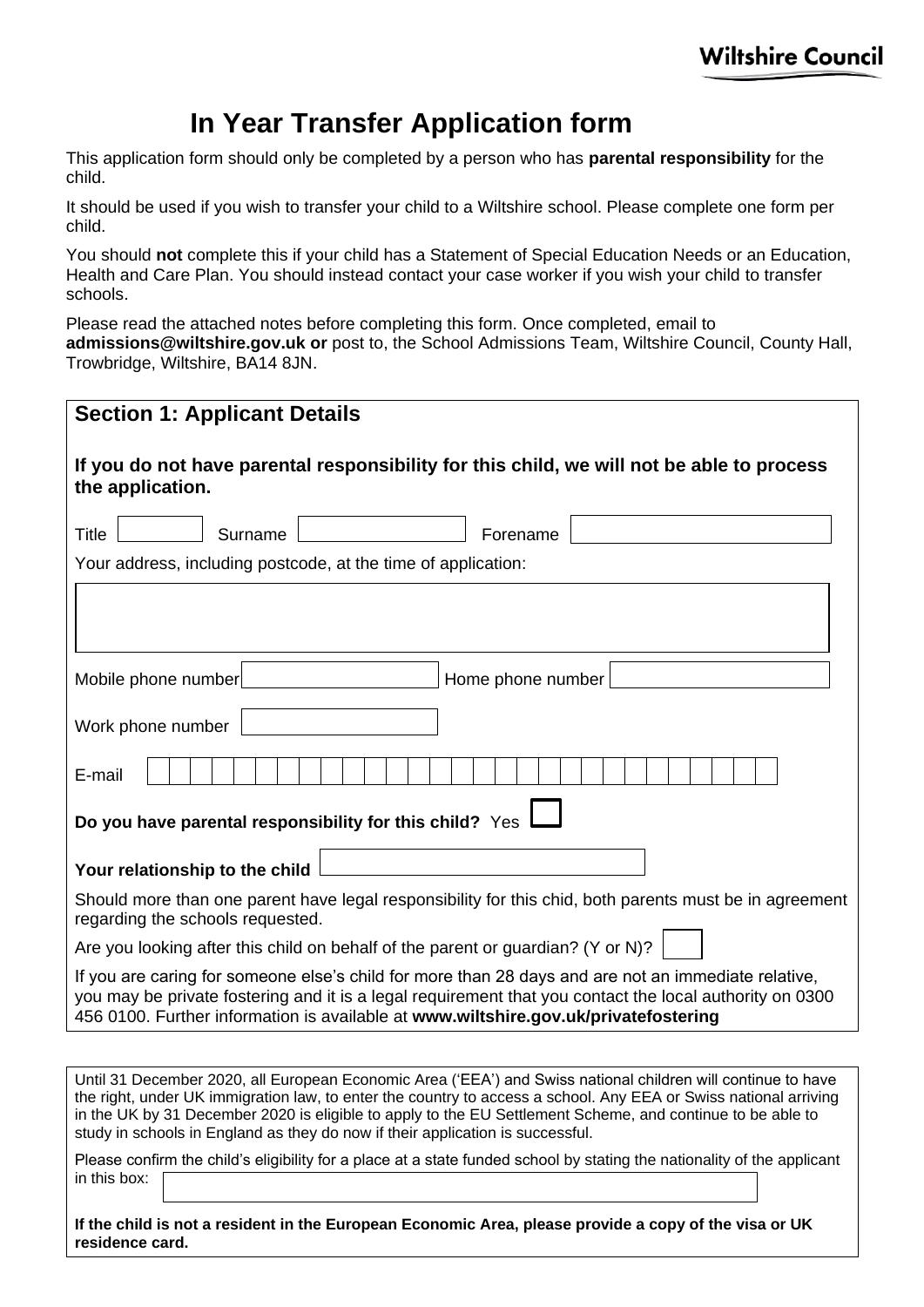Wiltshire Council

# In Year Transfer Application form

This application form should only be completed by a person who has **parental responsibility** for the child.

It should be used if you wish to transfer your child to a Wiltshire school. Please complete one form per child.

You should **not** complete this if your child has a Statement of Special Education Needs or an Education, Health and Care Plan. You should instead contact your case worker if you wish your child to transfer schools.

Please read the attached notes before completing this form. Once completed, email to **admissions@wiltshire.gov.uk or** post to, the School Admissions Team, Wiltshire Council, County Hall, Trowbridge, Wiltshire, BA14 8JN.

## Section 1: Applicant Details

**If you do not have parental responsibility for this child, we will not be able to process the application.**

Title ____ Surname ____ Forename ____

Your address, including postcode, at the time of application:

Mobile phone number ____ Home phone number ____

Work phone number ____

E-mail ____

**Do you have parental responsibility for this child?** Yes ☐

**Your relationship to the child** ____

Should more than one parent have legal responsibility for this chid, both parents must be in agreement regarding the schools requested.

Are you looking after this child on behalf of the parent or guardian? (Y or N)? ____

If you are caring for someone else's child for more than 28 days and are not an immediate relative, you may be private fostering and it is a legal requirement that you contact the local authority on 0300 456 0100. Further information is available at **www.wiltshire.gov.uk/privatefostering**

Until 31 December 2020, all European Economic Area ('EEA') and Swiss national children will continue to have the right, under UK immigration law, to enter the country to access a school. Any EEA or Swiss national arriving in the UK by 31 December 2020 is eligible to apply to the EU Settlement Scheme, and continue to be able to study in schools in England as they do now if their application is successful.

Please confirm the child's eligibility for a place at a state funded school by stating the nationality of the applicant in this box: ____

**If the child is not a resident in the European Economic Area, please provide a copy of the visa or UK residence card.**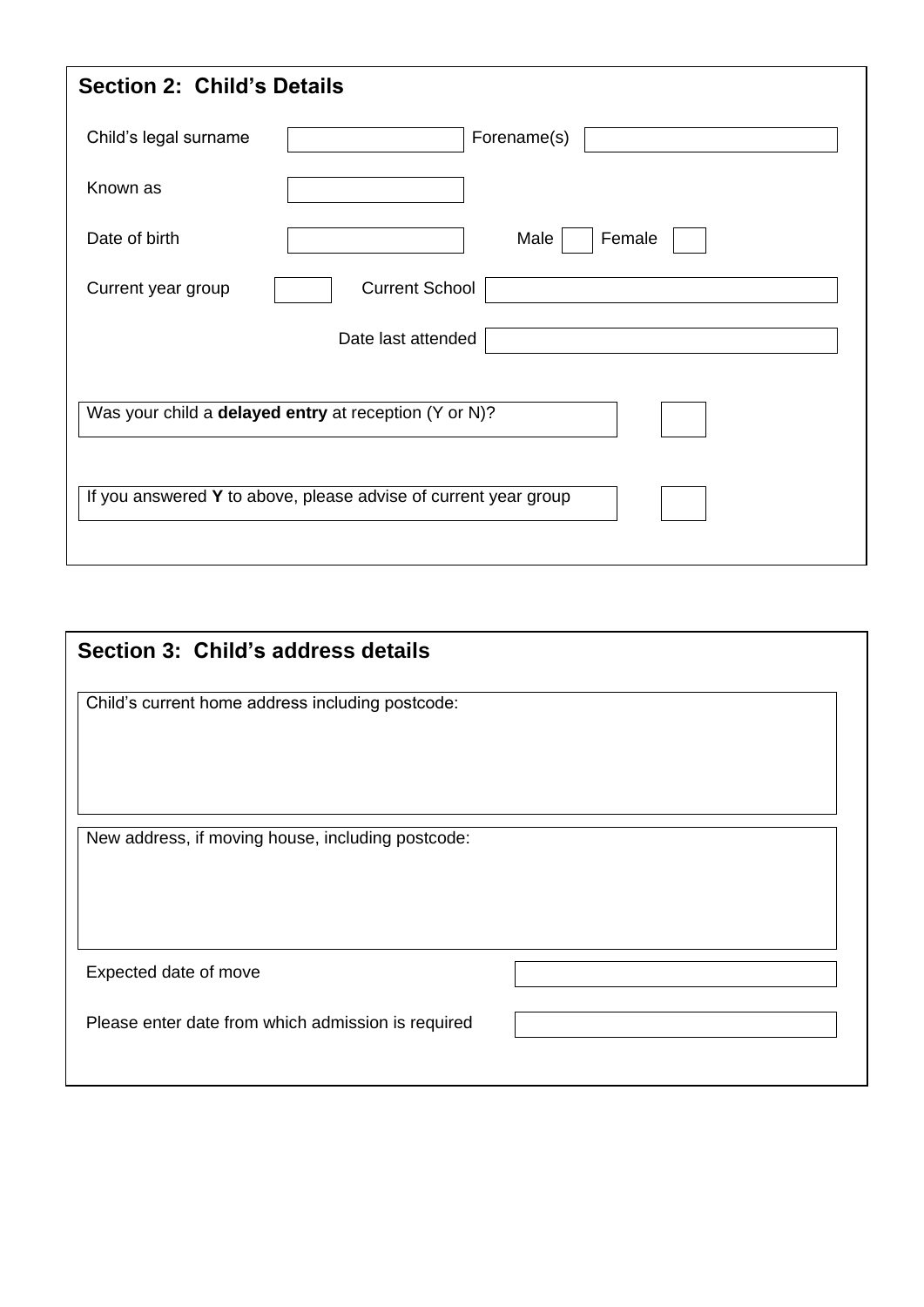## Section 2: Child's Details

| | | | |
|---|---|---|---|
| Child's legal surname | | Forename(s) | |
| Known as | | | |
| Date of birth | | Male | Female |
| Current year group | | Current School | |
| | | Date last attended | |

| | |
|---|---|
| Was your child a **delayed entry** at reception (Y or N)? | |
| If you answered **Y** to above, please advise of current year group | |

## Section 3: Child's address details

Child's current home address including postcode:

New address, if moving house, including postcode:

| | |
|---|---|
| Expected date of move | |
| Please enter date from which admission is required | |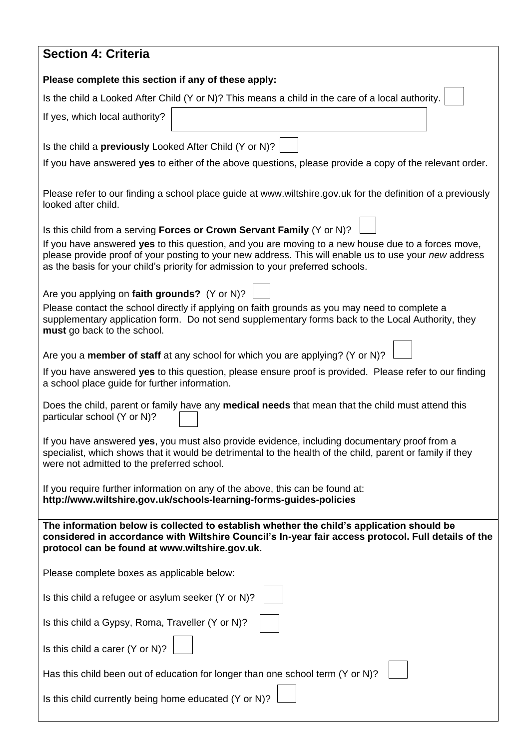## Section 4: Criteria

**Please complete this section if any of these apply:**

Is the child a Looked After Child (Y or N)? This means a child in the care of a local authority.

If yes, which local authority?

Is the child a **previously** Looked After Child (Y or N)?

If you have answered **yes** to either of the above questions, please provide a copy of the relevant order.

Please refer to our finding a school place guide at www.wiltshire.gov.uk for the definition of a previously looked after child.

Is this child from a serving **Forces or Crown Servant Family** (Y or N)?

If you have answered **yes** to this question, and you are moving to a new house due to a forces move, please provide proof of your posting to your new address. This will enable us to use your *new* address as the basis for your child's priority for admission to your preferred schools.

Are you applying on **faith grounds?** (Y or N)?

Please contact the school directly if applying on faith grounds as you may need to complete a supplementary application form. Do not send supplementary forms back to the Local Authority, they **must** go back to the school.

Are you a **member of staff** at any school for which you are applying? (Y or N)?

If you have answered **yes** to this question, please ensure proof is provided. Please refer to our finding a school place guide for further information.

Does the child, parent or family have any **medical needs** that mean that the child must attend this particular school (Y or N)?

If you have answered **yes**, you must also provide evidence, including documentary proof from a specialist, which shows that it would be detrimental to the health of the child, parent or family if they were not admitted to the preferred school.

If you require further information on any of the above, this can be found at:
**http://www.wiltshire.gov.uk/schools-learning-forms-guides-policies**

**The information below is collected to establish whether the child's application should be considered in accordance with Wiltshire Council's In-year fair access protocol. Full details of the protocol can be found at www.wiltshire.gov.uk.**

Please complete boxes as applicable below:

Is this child a refugee or asylum seeker (Y or N)?

Is this child a Gypsy, Roma, Traveller (Y or N)?

Is this child a carer (Y or N)?

Has this child been out of education for longer than one school term (Y or N)?

Is this child currently being home educated (Y or N)?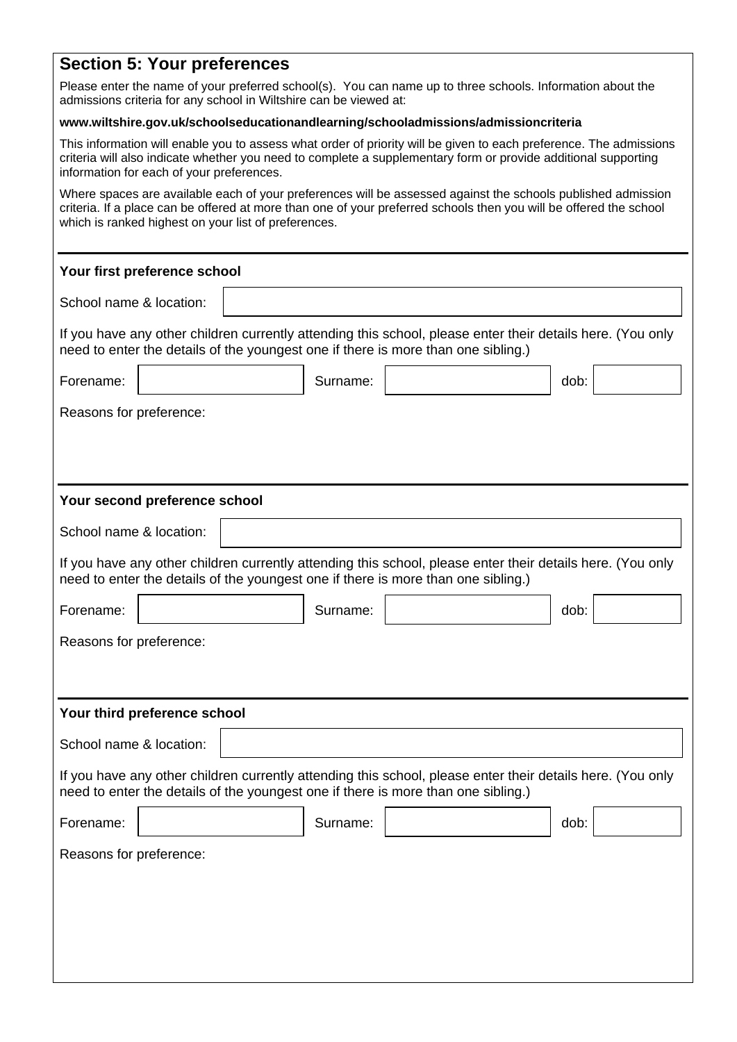## Section 5: Your preferences

Please enter the name of your preferred school(s). You can name up to three schools. Information about the admissions criteria for any school in Wiltshire can be viewed at:

**www.wiltshire.gov.uk/schoolseducationandlearning/schooladmissions/admissioncriteria**

This information will enable you to assess what order of priority will be given to each preference. The admissions criteria will also indicate whether you need to complete a supplementary form or provide additional supporting information for each of your preferences.

Where spaces are available each of your preferences will be assessed against the schools published admission criteria. If a place can be offered at more than one of your preferred schools then you will be offered the school which is ranked highest on your list of preferences.

---

**Your first preference school**

School name & location:

If you have any other children currently attending this school, please enter their details here. (You only need to enter the details of the youngest one if there is more than one sibling.)

Forename: Surname: dob:

Reasons for preference:

---

**Your second preference school**

School name & location:

If you have any other children currently attending this school, please enter their details here. (You only need to enter the details of the youngest one if there is more than one sibling.)

Forename: Surname: dob:

Reasons for preference:

---

**Your third preference school**

School name & location:

If you have any other children currently attending this school, please enter their details here. (You only need to enter the details of the youngest one if there is more than one sibling.)

Forename: Surname: dob:

Reasons for preference: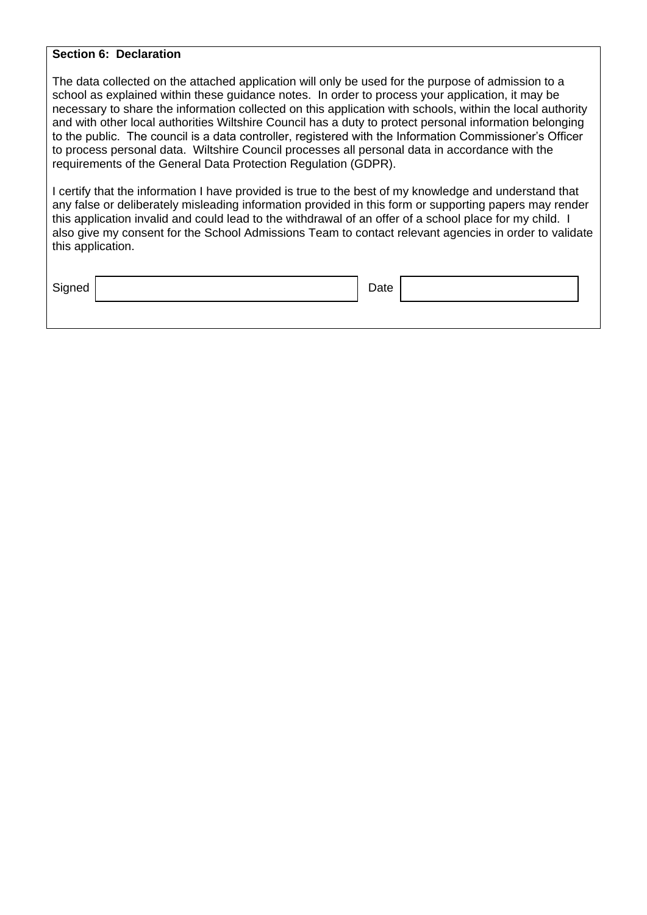**Section 6: Declaration**

The data collected on the attached application will only be used for the purpose of admission to a school as explained within these guidance notes. In order to process your application, it may be necessary to share the information collected on this application with schools, within the local authority and with other local authorities Wiltshire Council has a duty to protect personal information belonging to the public. The council is a data controller, registered with the Information Commissioner's Officer to process personal data. Wiltshire Council processes all personal data in accordance with the requirements of the General Data Protection Regulation (GDPR).

I certify that the information I have provided is true to the best of my knowledge and understand that any false or deliberately misleading information provided in this form or supporting papers may render this application invalid and could lead to the withdrawal of an offer of a school place for my child. I also give my consent for the School Admissions Team to contact relevant agencies in order to validate this application.

| | | | |
|---|---|---|---|
| Signed | | Date | |